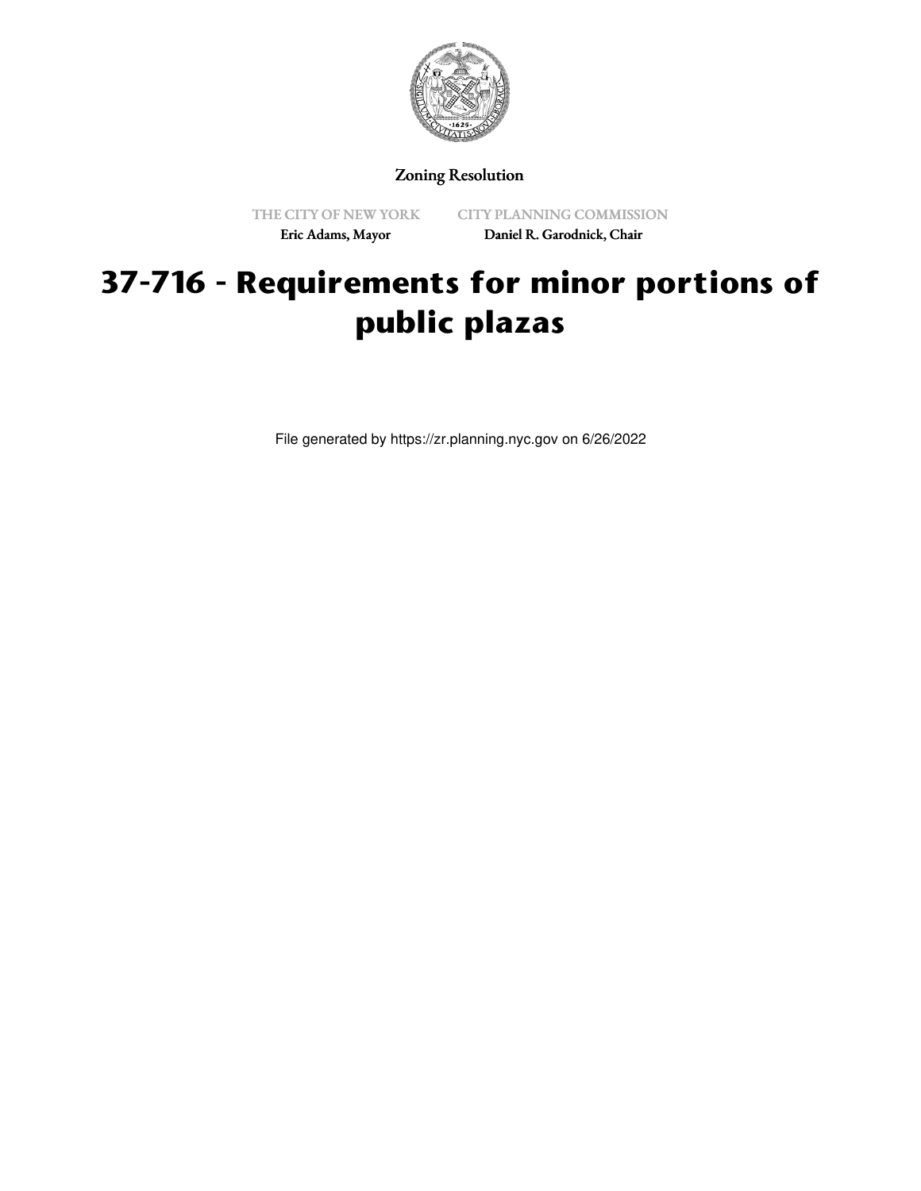Zoning Resolution

THE CITY OF NEW YORK
Eric Adams, Mayor

CITY PLANNING COMMISSION
Daniel R. Garodnick, Chair

# 37-716 - Requirements for minor portions of public plazas

File generated by https://zr.planning.nyc.gov on 6/26/2022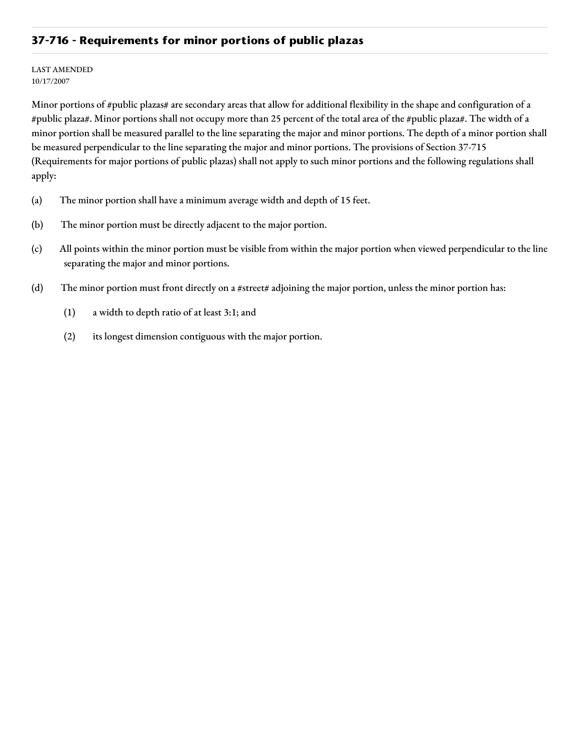## 37-716 - Requirements for minor portions of public plazas

LAST AMENDED
10/17/2007

Minor portions of #public plazas# are secondary areas that allow for additional flexibility in the shape and configuration of a #public plaza#. Minor portions shall not occupy more than 25 percent of the total area of the #public plaza#. The width of a minor portion shall be measured parallel to the line separating the major and minor portions. The depth of a minor portion shall be measured perpendicular to the line separating the major and minor portions. The provisions of Section 37-715 (Requirements for major portions of public plazas) shall not apply to such minor portions and the following regulations shall apply:

(a) The minor portion shall have a minimum average width and depth of 15 feet.

(b) The minor portion must be directly adjacent to the major portion.

(c) All points within the minor portion must be visible from within the major portion when viewed perpendicular to the line separating the major and minor portions.

(d) The minor portion must front directly on a #street# adjoining the major portion, unless the minor portion has:

  (1) a width to depth ratio of at least 3:1; and

  (2) its longest dimension contiguous with the major portion.